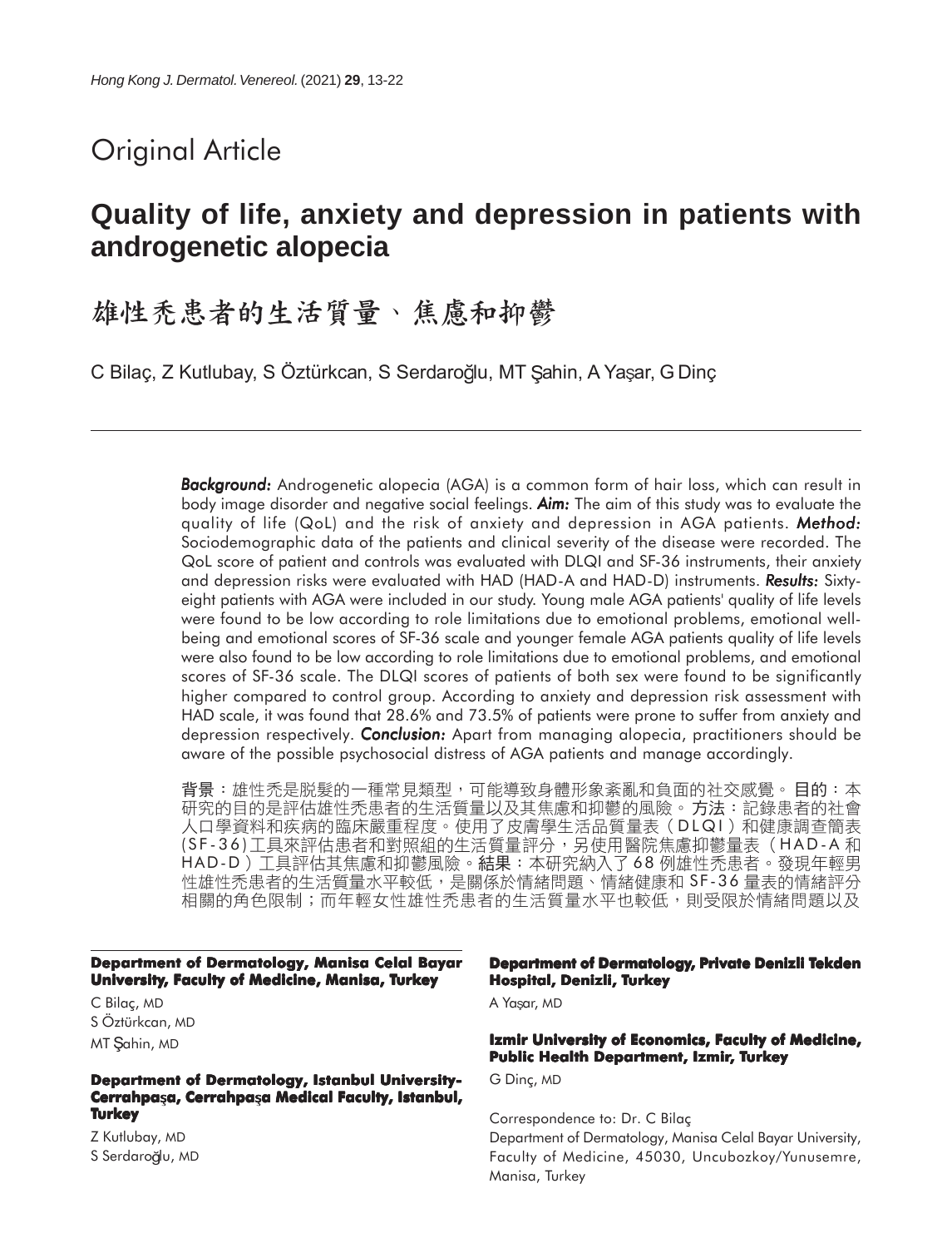Original Article

# Quality of life, anxiety and depression in patients with androgenetic alopecia

# 雄性禿患者的生活質量、焦慮和抑鬱

C Bilaç, Z Kutlubay, S Öztürkcan, S Serdaroğlu, MT Şahin, A Yaşar, G Dinç

***Background:*** Androgenetic alopecia (AGA) is a common form of hair loss, which can result in body image disorder and negative social feelings. ***Aim:*** The aim of this study was to evaluate the quality of life (QoL) and the risk of anxiety and depression in AGA patients. ***Method:*** Sociodemographic data of the patients and clinical severity of the disease were recorded. The QoL score of patient and controls was evaluated with DLQI and SF-36 instruments, their anxiety and depression risks were evaluated with HAD (HAD-A and HAD-D) instruments. ***Results:*** Sixty-eight patients with AGA were included in our study. Young male AGA patients' quality of life levels were found to be low according to role limitations due to emotional problems, emotional well-being and emotional scores of SF-36 scale and younger female AGA patients quality of life levels were also found to be low according to role limitations due to emotional problems, and emotional scores of SF-36 scale. The DLQI scores of patients of both sex were found to be significantly higher compared to control group. According to anxiety and depression risk assessment with HAD scale, it was found that 28.6% and 73.5% of patients were prone to suffer from anxiety and depression respectively. ***Conclusion:*** Apart from managing alopecia, practitioners should be aware of the possible psychosocial distress of AGA patients and manage accordingly.

**背景**：雄性禿是脫髮的一種常見類型，可能導致身體形象紊亂和負面的社交感覺。**目的**：本研究的目的是評估雄性禿患者的生活質量以及其焦慮和抑鬱的風險。**方法**：記錄患者的社會人口學資料和疾病的臨床嚴重程度。使用了皮膚學生活品質量表（DLQI）和健康調查簡表(SF-36)工具來評估患者和對照組的生活質量評分，另使用醫院焦慮抑鬱量表（HAD-A 和 HAD-D）工具評估其焦慮和抑鬱風險。**結果**：本研究納入了 68 例雄性禿患者。發現年輕男性雄性禿患者的生活質量水平較低，是關係於情緒問題、情緒健康和 SF-36 量表的情緒評分相關的角色限制；而年輕女性雄性禿患者的生活質量水平也較低，則受限於情緒問題以及

**Department of Dermatology, Manisa Celal Bayar University, Faculty of Medicine, Manisa, Turkey**

C Bilaç, MD
S Öztürkcan, MD
MT Şahin, MD

**Department of Dermatology, Istanbul University-Cerrahpaşa, Cerrahpaşa Medical Faculty, Istanbul, Turkey**

Z Kutlubay, MD
S Serdaroğlu, MD

**Department of Dermatology, Private Denizli Tekden Hospital, Denizli, Turkey**

A Yaşar, MD

**Izmir University of Economics, Faculty of Medicine, Public Health Department, Izmir, Turkey**

G Dinç, MD

Correspondence to: Dr. C Bilaç
Department of Dermatology, Manisa Celal Bayar University, Faculty of Medicine, 45030, Uncubozkoy/Yunusemre, Manisa, Turkey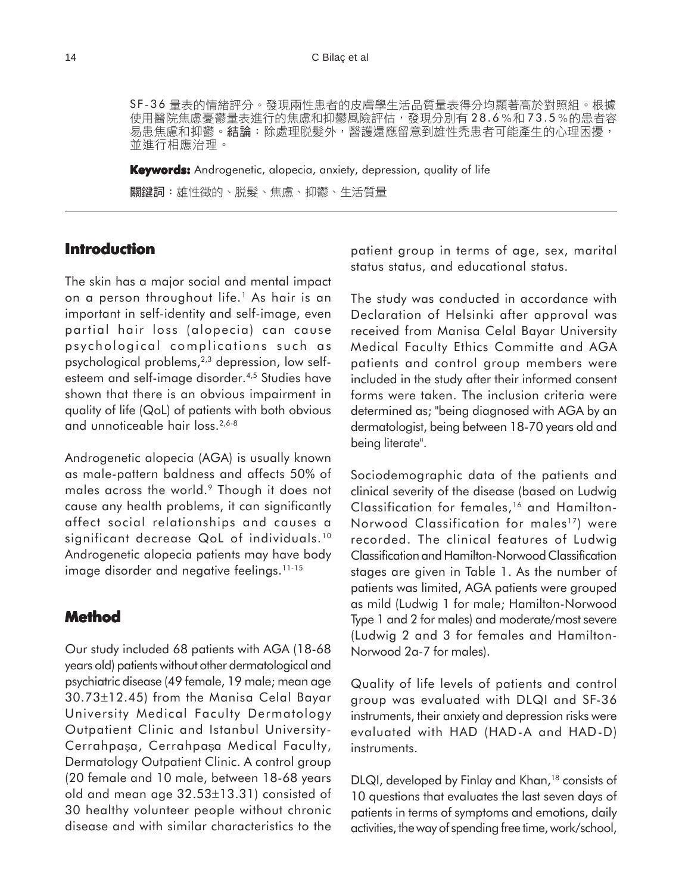SF-36 量表的情緒評分。發現兩性患者的皮膚學生活品質量表得分均顯著高於對照組。根據使用醫院焦慮憂鬱量表進行的焦慮和抑鬱風險評估，發現分別有 28.6% 和 73.5% 的患者容易患焦慮和抑鬱。**結論**：除處理脫髮外，醫護還應留意到雄性禿患者可能產生的心理困擾，並進行相應治理。

**Keywords:** Androgenetic, alopecia, anxiety, depression, quality of life

**關鍵詞**：雄性徵的、脫髮、焦慮、抑鬱、生活質量

## Introduction

The skin has a major social and mental impact on a person throughout life.[1] As hair is an important in self-identity and self-image, even partial hair loss (alopecia) can cause psychological complications such as psychological problems,[2,3] depression, low self-esteem and self-image disorder.[4,5] Studies have shown that there is an obvious impairment in quality of life (QoL) of patients with both obvious and unnoticeable hair loss.[2,6-8]

Androgenetic alopecia (AGA) is usually known as male-pattern baldness and affects 50% of males across the world.[9] Though it does not cause any health problems, it can significantly affect social relationships and causes a significant decrease QoL of individuals.[10] Androgenetic alopecia patients may have body image disorder and negative feelings.[11-15]

## Method

Our study included 68 patients with AGA (18-68 years old) patients without other dermatological and psychiatric disease (49 female, 19 male; mean age 30.73±12.45) from the Manisa Celal Bayar University Medical Faculty Dermatology Outpatient Clinic and Istanbul University-Cerrahpaşa, Cerrahpaşa Medical Faculty, Dermatology Outpatient Clinic. A control group (20 female and 10 male, between 18-68 years old and mean age 32.53±13.31) consisted of 30 healthy volunteer people without chronic disease and with similar characteristics to the patient group in terms of age, sex, marital status status, and educational status.

The study was conducted in accordance with Declaration of Helsinki after approval was received from Manisa Celal Bayar University Medical Faculty Ethics Committe and AGA patients and control group members were included in the study after their informed consent forms were taken. The inclusion criteria were determined as; "being diagnosed with AGA by an dermatologist, being between 18-70 years old and being literate".

Sociodemographic data of the patients and clinical severity of the disease (based on Ludwig Classification for females,[16] and Hamilton-Norwood Classification for males[17]) were recorded. The clinical features of Ludwig Classification and Hamilton-Norwood Classification stages are given in Table 1. As the number of patients was limited, AGA patients were grouped as mild (Ludwig 1 for male; Hamilton-Norwood Type 1 and 2 for males) and moderate/most severe (Ludwig 2 and 3 for females and Hamilton-Norwood 2a-7 for males).

Quality of life levels of patients and control group was evaluated with DLQI and SF-36 instruments, their anxiety and depression risks were evaluated with HAD (HAD-A and HAD-D) instruments.

DLQI, developed by Finlay and Khan,[18] consists of 10 questions that evaluates the last seven days of patients in terms of symptoms and emotions, daily activities, the way of spending free time, work/school,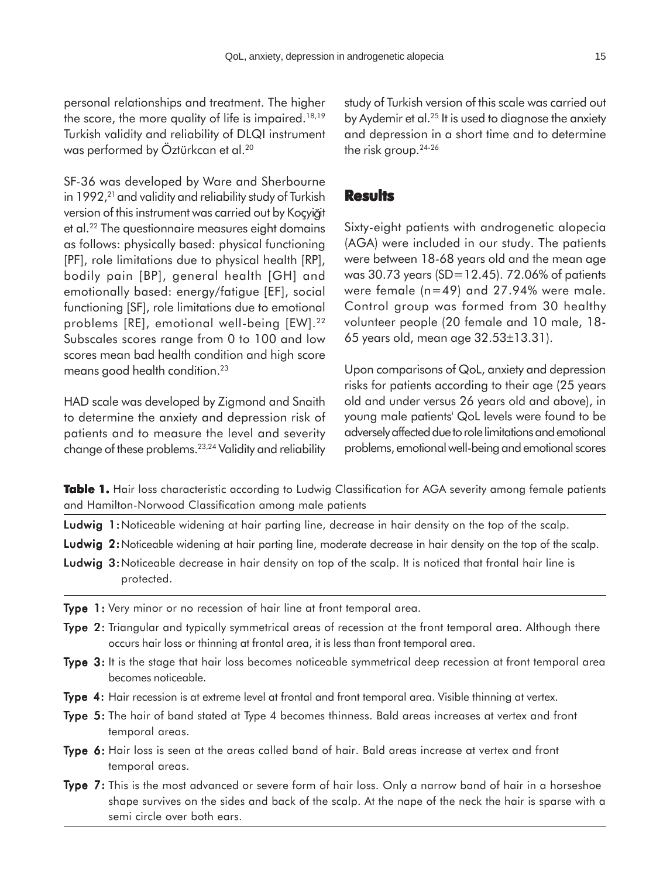personal relationships and treatment. The higher the score, the more quality of life is impaired.[18,19] Turkish validity and reliability of DLQI instrument was performed by Öztürkcan et al.[20]

SF-36 was developed by Ware and Sherbourne in 1992,[21] and validity and reliability study of Turkish version of this instrument was carried out by Koçyiğit et al.[22] The questionnaire measures eight domains as follows: physically based: physical functioning [PF], role limitations due to physical health [RP], bodily pain [BP], general health [GH] and emotionally based: energy/fatigue [EF], social functioning [SF], role limitations due to emotional problems [RE], emotional well-being [EW].[22] Subscales scores range from 0 to 100 and low scores mean bad health condition and high score means good health condition.[23]

HAD scale was developed by Zigmond and Snaith to determine the anxiety and depression risk of patients and to measure the level and severity change of these problems.[23,24] Validity and reliability study of Turkish version of this scale was carried out by Aydemir et al.[25] It is used to diagnose the anxiety and depression in a short time and to determine the risk group.[24-26]

## Results

Sixty-eight patients with androgenetic alopecia (AGA) were included in our study. The patients were between 18-68 years old and the mean age was 30.73 years (SD=12.45). 72.06% of patients were female (n=49) and 27.94% were male. Control group was formed from 30 healthy volunteer people (20 female and 10 male, 18-65 years old, mean age 32.53±13.31).

Upon comparisons of QoL, anxiety and depression risks for patients according to their age (25 years old and under versus 26 years old and above), in young male patients' QoL levels were found to be adversely affected due to role limitations and emotional problems, emotional well-being and emotional scores

**Table 1.** Hair loss characteristic according to Ludwig Classification for AGA severity among female patients and Hamilton-Norwood Classification among male patients

| | |
|---|---|
| **Ludwig 1:** | Noticeable widening at hair parting line, decrease in hair density on the top of the scalp. |
| **Ludwig 2:** | Noticeable widening at hair parting line, moderate decrease in hair density on the top of the scalp. |
| **Ludwig 3:** | Noticeable decrease in hair density on top of the scalp. It is noticed that frontal hair line is protected. |
| **Type 1:** | Very minor or no recession of hair line at front temporal area. |
| **Type 2:** | Triangular and typically symmetrical areas of recession at the front temporal area. Although there occurs hair loss or thinning at frontal area, it is less than front temporal area. |
| **Type 3:** | It is the stage that hair loss becomes noticeable symmetrical deep recession at front temporal area becomes noticeable. |
| **Type 4:** | Hair recession is at extreme level at frontal and front temporal area. Visible thinning at vertex. |
| **Type 5:** | The hair of band stated at Type 4 becomes thinness. Bald areas increases at vertex and front temporal areas. |
| **Type 6:** | Hair loss is seen at the areas called band of hair. Bald areas increase at vertex and front temporal areas. |
| **Type 7:** | This is the most advanced or severe form of hair loss. Only a narrow band of hair in a horseshoe shape survives on the sides and back of the scalp. At the nape of the neck the hair is sparse with a semi circle over both ears. |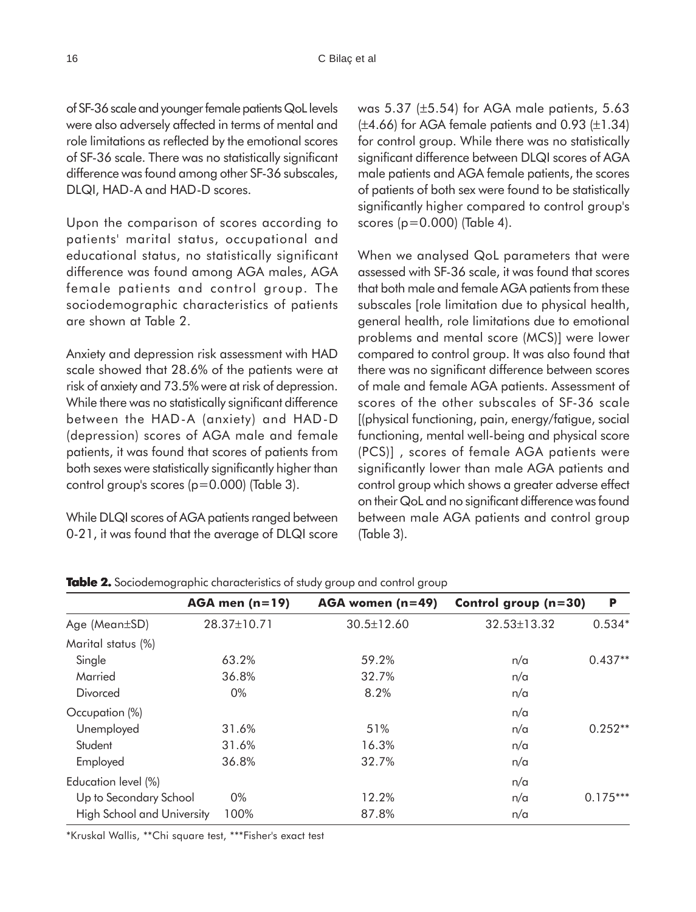of SF-36 scale and younger female patients QoL levels were also adversely affected in terms of mental and role limitations as reflected by the emotional scores of SF-36 scale. There was no statistically significant difference was found among other SF-36 subscales, DLQI, HAD-A and HAD-D scores.

Upon the comparison of scores according to patients' marital status, occupational and educational status, no statistically significant difference was found among AGA males, AGA female patients and control group. The sociodemographic characteristics of patients are shown at Table 2.

Anxiety and depression risk assessment with HAD scale showed that 28.6% of the patients were at risk of anxiety and 73.5% were at risk of depression. While there was no statistically significant difference between the HAD-A (anxiety) and HAD-D (depression) scores of AGA male and female patients, it was found that scores of patients from both sexes were statistically significantly higher than control group's scores (p=0.000) (Table 3).

While DLQI scores of AGA patients ranged between 0-21, it was found that the average of DLQI score was 5.37 (±5.54) for AGA male patients, 5.63 (±4.66) for AGA female patients and 0.93 (±1.34) for control group. While there was no statistically significant difference between DLQI scores of AGA male patients and AGA female patients, the scores of patients of both sex were found to be statistically significantly higher compared to control group's scores (p=0.000) (Table 4).

When we analysed QoL parameters that were assessed with SF-36 scale, it was found that scores that both male and female AGA patients from these subscales [role limitation due to physical health, general health, role limitations due to emotional problems and mental score (MCS)] were lower compared to control group. It was also found that there was no significant difference between scores of male and female AGA patients. Assessment of scores of the other subscales of SF-36 scale [(physical functioning, pain, energy/fatigue, social functioning, mental well-being and physical score (PCS)] , scores of female AGA patients were significantly lower than male AGA patients and control group which shows a greater adverse effect on their QoL and no significant difference was found between male AGA patients and control group (Table 3).

**Table 2.** Sociodemographic characteristics of study group and control group

| | AGA men (n=19) | AGA women (n=49) | Control group (n=30) | P |
|---|---|---|---|---|
| Age (Mean±SD) | 28.37±10.71 | 30.5±12.60 | 32.53±13.32 | 0.534* |
| Marital status (%) | | | | |
| Single | 63.2% | 59.2% | n/a | 0.437** |
| Married | 36.8% | 32.7% | n/a | |
| Divorced | 0% | 8.2% | n/a | |
| Occupation (%) | | | n/a | |
| Unemployed | 31.6% | 51% | n/a | 0.252** |
| Student | 31.6% | 16.3% | n/a | |
| Employed | 36.8% | 32.7% | n/a | |
| Education level (%) | | | n/a | |
| Up to Secondary School | 0% | 12.2% | n/a | 0.175*** |
| High School and University | 100% | 87.8% | n/a | |

*Kruskal Wallis, **Chi square test, ***Fisher's exact test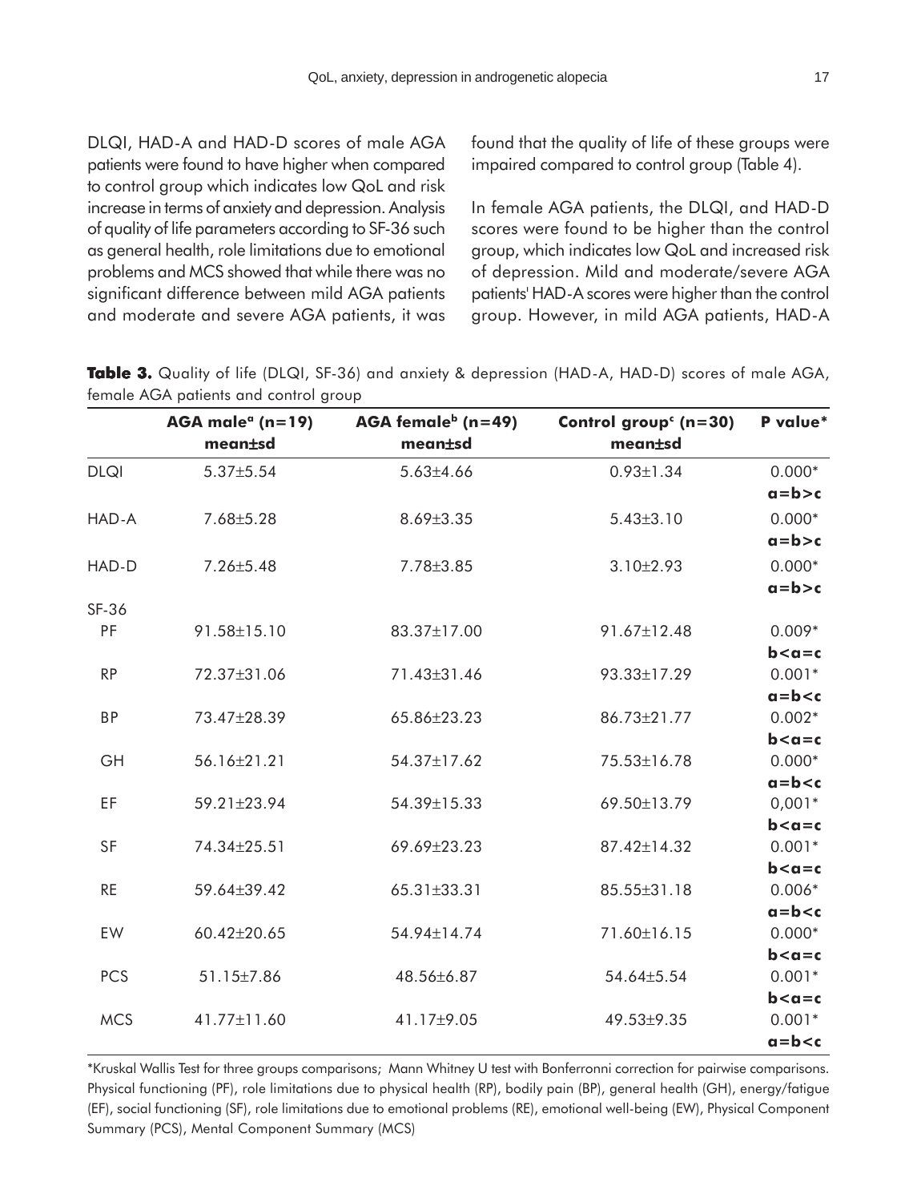DLQI, HAD-A and HAD-D scores of male AGA patients were found to have higher when compared to control group which indicates low QoL and risk increase in terms of anxiety and depression. Analysis of quality of life parameters according to SF-36 such as general health, role limitations due to emotional problems and MCS showed that while there was no significant difference between mild AGA patients and moderate and severe AGA patients, it was found that the quality of life of these groups were impaired compared to control group (Table 4).

In female AGA patients, the DLQI, and HAD-D scores were found to be higher than the control group, which indicates low QoL and increased risk of depression. Mild and moderate/severe AGA patients' HAD-A scores were higher than the control group. However, in mild AGA patients, HAD-A

**Table 3.** Quality of life (DLQI, SF-36) and anxiety & depression (HAD-A, HAD-D) scores of male AGA, female AGA patients and control group

| | AGA male[a] (n=19) mean±sd | AGA female[b] (n=49) mean±sd | Control group[c] (n=30) mean±sd | P value* |
|---|---|---|---|---|
| DLQI | 5.37±5.54 | 5.63±4.66 | 0.93±1.34 | 0.000* a=b>c |
| HAD-A | 7.68±5.28 | 8.69±3.35 | 5.43±3.10 | 0.000* a=b>c |
| HAD-D | 7.26±5.48 | 7.78±3.85 | 3.10±2.93 | 0.000* a=b>c |
| SF-36 | | | | |
| PF | 91.58±15.10 | 83.37±17.00 | 91.67±12.48 | 0.009* b<a=c |
| RP | 72.37±31.06 | 71.43±31.46 | 93.33±17.29 | 0.001* a=b<c |
| BP | 73.47±28.39 | 65.86±23.23 | 86.73±21.77 | 0.002* b<a=c |
| GH | 56.16±21.21 | 54.37±17.62 | 75.53±16.78 | 0.000* a=b<c |
| EF | 59.21±23.94 | 54.39±15.33 | 69.50±13.79 | 0,001* b<a=c |
| SF | 74.34±25.51 | 69.69±23.23 | 87.42±14.32 | 0.001* b<a=c |
| RE | 59.64±39.42 | 65.31±33.31 | 85.55±31.18 | 0.006* a=b<c |
| EW | 60.42±20.65 | 54.94±14.74 | 71.60±16.15 | 0.000* b<a=c |
| PCS | 51.15±7.86 | 48.56±6.87 | 54.64±5.54 | 0.001* b<a=c |
| MCS | 41.77±11.60 | 41.17±9.05 | 49.53±9.35 | 0.001* a=b<c |

*Kruskal Wallis Test for three groups comparisons; Mann Whitney U test with Bonferronni correction for pairwise comparisons. Physical functioning (PF), role limitations due to physical health (RP), bodily pain (BP), general health (GH), energy/fatigue (EF), social functioning (SF), role limitations due to emotional problems (RE), emotional well-being (EW), Physical Component Summary (PCS), Mental Component Summary (MCS)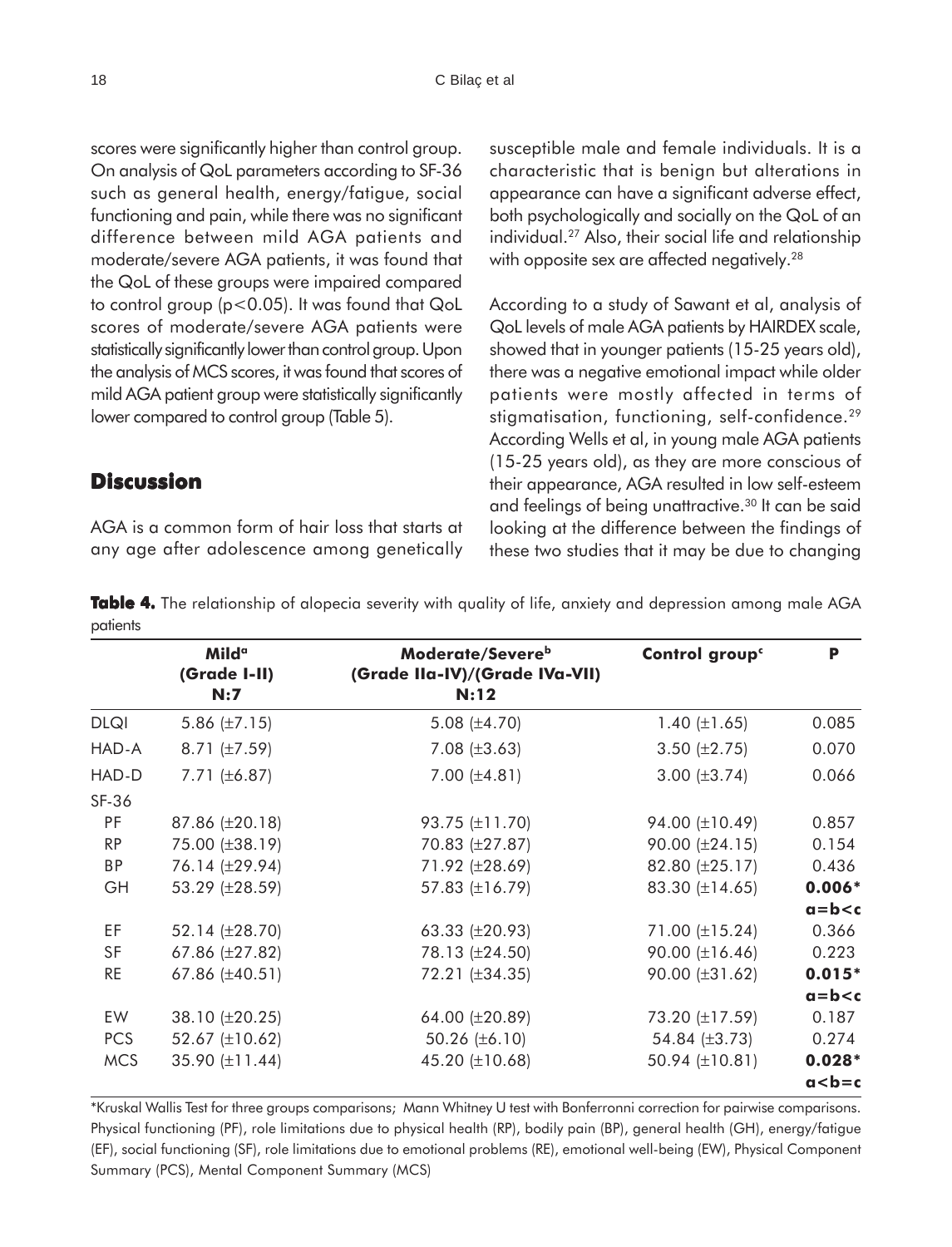scores were significantly higher than control group. On analysis of QoL parameters according to SF-36 such as general health, energy/fatigue, social functioning and pain, while there was no significant difference between mild AGA patients and moderate/severe AGA patients, it was found that the QoL of these groups were impaired compared to control group ($p<0.05$). It was found that QoL scores of moderate/severe AGA patients were statistically significantly lower than control group. Upon the analysis of MCS scores, it was found that scores of mild AGA patient group were statistically significantly lower compared to control group (Table 5).

## Discussion

AGA is a common form of hair loss that starts at any age after adolescence among genetically susceptible male and female individuals. It is a characteristic that is benign but alterations in appearance can have a significant adverse effect, both psychologically and socially on the QoL of an individual.[27] Also, their social life and relationship with opposite sex are affected negatively.[28]

According to a study of Sawant et al, analysis of QoL levels of male AGA patients by HAIRDEX scale, showed that in younger patients (15-25 years old), there was a negative emotional impact while older patients were mostly affected in terms of stigmatisation, functioning, self-confidence.[29] According Wells et al, in young male AGA patients (15-25 years old), as they are more conscious of their appearance, AGA resulted in low self-esteem and feelings of being unattractive.[30] It can be said looking at the difference between the findings of these two studies that it may be due to changing

**Table 4.** The relationship of alopecia severity with quality of life, anxiety and depression among male AGA patients

| | Mild[a] (Grade I-II) N:7 | Moderate/Severe[b] (Grade IIa-IV)/(Grade IVa-VII) N:12 | Control group[c] | P |
|---|---|---|---|---|
| DLQI | 5.86 (±7.15) | 5.08 (±4.70) | 1.40 (±1.65) | 0.085 |
| HAD-A | 8.71 (±7.59) | 7.08 (±3.63) | 3.50 (±2.75) | 0.070 |
| HAD-D | 7.71 (±6.87) | 7.00 (±4.81) | 3.00 (±3.74) | 0.066 |
| SF-36 | | | | |
| PF | 87.86 (±20.18) | 93.75 (±11.70) | 94.00 (±10.49) | 0.857 |
| RP | 75.00 (±38.19) | 70.83 (±27.87) | 90.00 (±24.15) | 0.154 |
| BP | 76.14 (±29.94) | 71.92 (±28.69) | 82.80 (±25.17) | 0.436 |
| GH | 53.29 (±28.59) | 57.83 (±16.79) | 83.30 (±14.65) | **0.006*** **a=b<c** |
| EF | 52.14 (±28.70) | 63.33 (±20.93) | 71.00 (±15.24) | 0.366 |
| SF | 67.86 (±27.82) | 78.13 (±24.50) | 90.00 (±16.46) | 0.223 |
| RE | 67.86 (±40.51) | 72.21 (±34.35) | 90.00 (±31.62) | **0.015*** **a=b<c** |
| EW | 38.10 (±20.25) | 64.00 (±20.89) | 73.20 (±17.59) | 0.187 |
| PCS | 52.67 (±10.62) | 50.26 (±6.10) | 54.84 (±3.73) | 0.274 |
| MCS | 35.90 (±11.44) | 45.20 (±10.68) | 50.94 (±10.81) | **0.028*** **a<b=c** |

*Kruskal Wallis Test for three groups comparisons; Mann Whitney U test with Bonferronni correction for pairwise comparisons. Physical functioning (PF), role limitations due to physical health (RP), bodily pain (BP), general health (GH), energy/fatigue (EF), social functioning (SF), role limitations due to emotional problems (RE), emotional well-being (EW), Physical Component Summary (PCS), Mental Component Summary (MCS)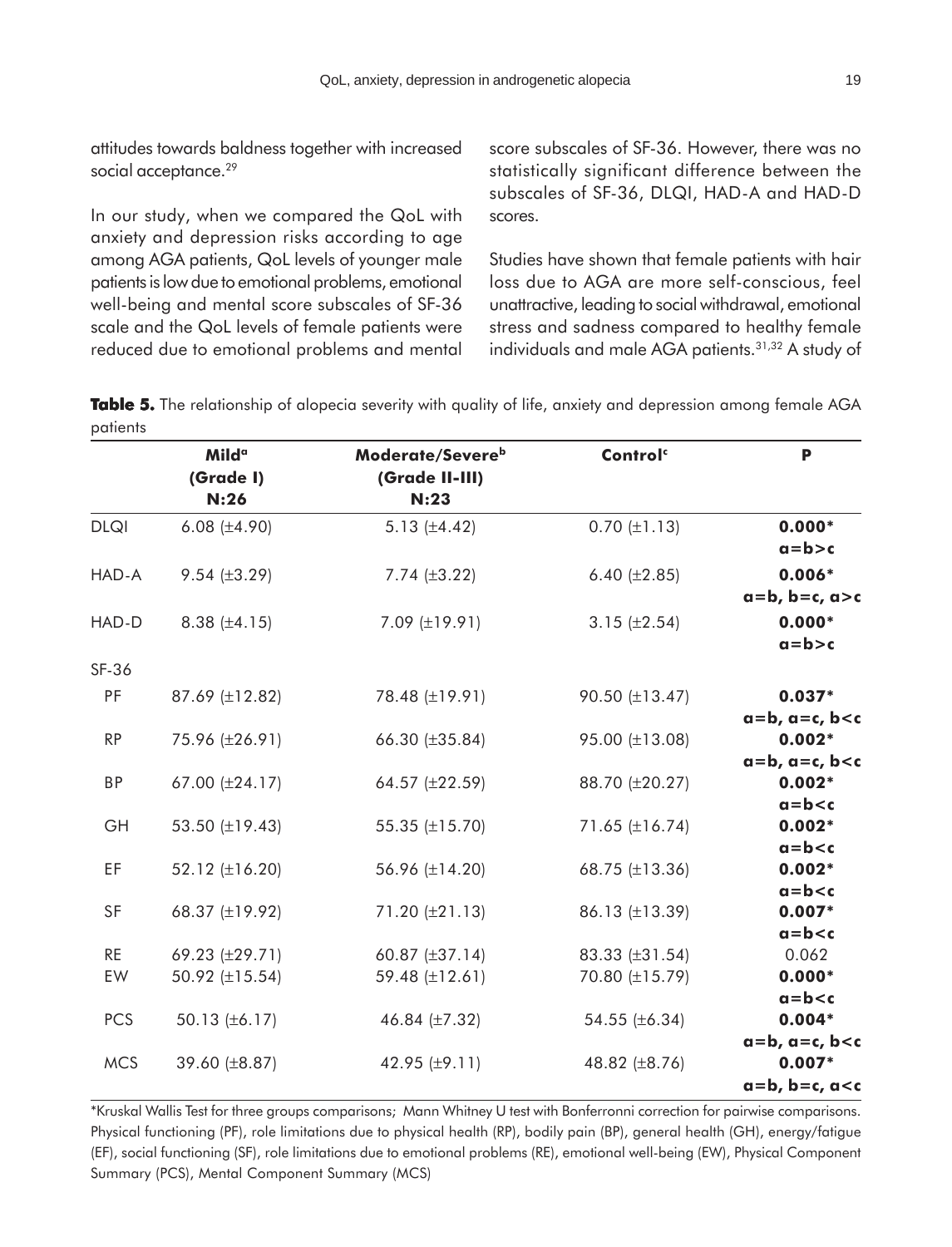attitudes towards baldness together with increased social acceptance.[29]

In our study, when we compared the QoL with anxiety and depression risks according to age among AGA patients, QoL levels of younger male patients is low due to emotional problems, emotional well-being and mental score subscales of SF-36 scale and the QoL levels of female patients were reduced due to emotional problems and mental score subscales of SF-36. However, there was no statistically significant difference between the subscales of SF-36, DLQI, HAD-A and HAD-D scores.

Studies have shown that female patients with hair loss due to AGA are more self-conscious, feel unattractive, leading to social withdrawal, emotional stress and sadness compared to healthy female individuals and male AGA patients.[31,32] A study of

**Table 5.** The relationship of alopecia severity with quality of life, anxiety and depression among female AGA patients

| | Mild[a] (Grade I) N:26 | Moderate/Severe[b] (Grade II-III) N:23 | Control[c] | P |
|---|---|---|---|---|
| DLQI | 6.08 (±4.90) | 5.13 (±4.42) | 0.70 (±1.13) | **0.000*** **a=b>c** |
| HAD-A | 9.54 (±3.29) | 7.74 (±3.22) | 6.40 (±2.85) | **0.006*** **a=b, b=c, a>c** |
| HAD-D | 8.38 (±4.15) | 7.09 (±19.91) | 3.15 (±2.54) | **0.000*** **a=b>c** |
| SF-36 | | | | |
| PF | 87.69 (±12.82) | 78.48 (±19.91) | 90.50 (±13.47) | **0.037*** **a=b, a=c, b<c** |
| RP | 75.96 (±26.91) | 66.30 (±35.84) | 95.00 (±13.08) | **0.002*** **a=b, a=c, b<c** |
| BP | 67.00 (±24.17) | 64.57 (±22.59) | 88.70 (±20.27) | **0.002*** **a=b<c** |
| GH | 53.50 (±19.43) | 55.35 (±15.70) | 71.65 (±16.74) | **0.002*** **a=b<c** |
| EF | 52.12 (±16.20) | 56.96 (±14.20) | 68.75 (±13.36) | **0.002*** **a=b<c** |
| SF | 68.37 (±19.92) | 71.20 (±21.13) | 86.13 (±13.39) | **0.007*** **a=b<c** |
| RE | 69.23 (±29.71) | 60.87 (±37.14) | 83.33 (±31.54) | 0.062 |
| EW | 50.92 (±15.54) | 59.48 (±12.61) | 70.80 (±15.79) | **0.000*** **a=b<c** |
| PCS | 50.13 (±6.17) | 46.84 (±7.32) | 54.55 (±6.34) | **0.004*** **a=b, a=c, b<c** |
| MCS | 39.60 (±8.87) | 42.95 (±9.11) | 48.82 (±8.76) | **0.007*** **a=b, b=c, a<c** |

*Kruskal Wallis Test for three groups comparisons; Mann Whitney U test with Bonferronni correction for pairwise comparisons. Physical functioning (PF), role limitations due to physical health (RP), bodily pain (BP), general health (GH), energy/fatigue (EF), social functioning (SF), role limitations due to emotional problems (RE), emotional well-being (EW), Physical Component Summary (PCS), Mental Component Summary (MCS)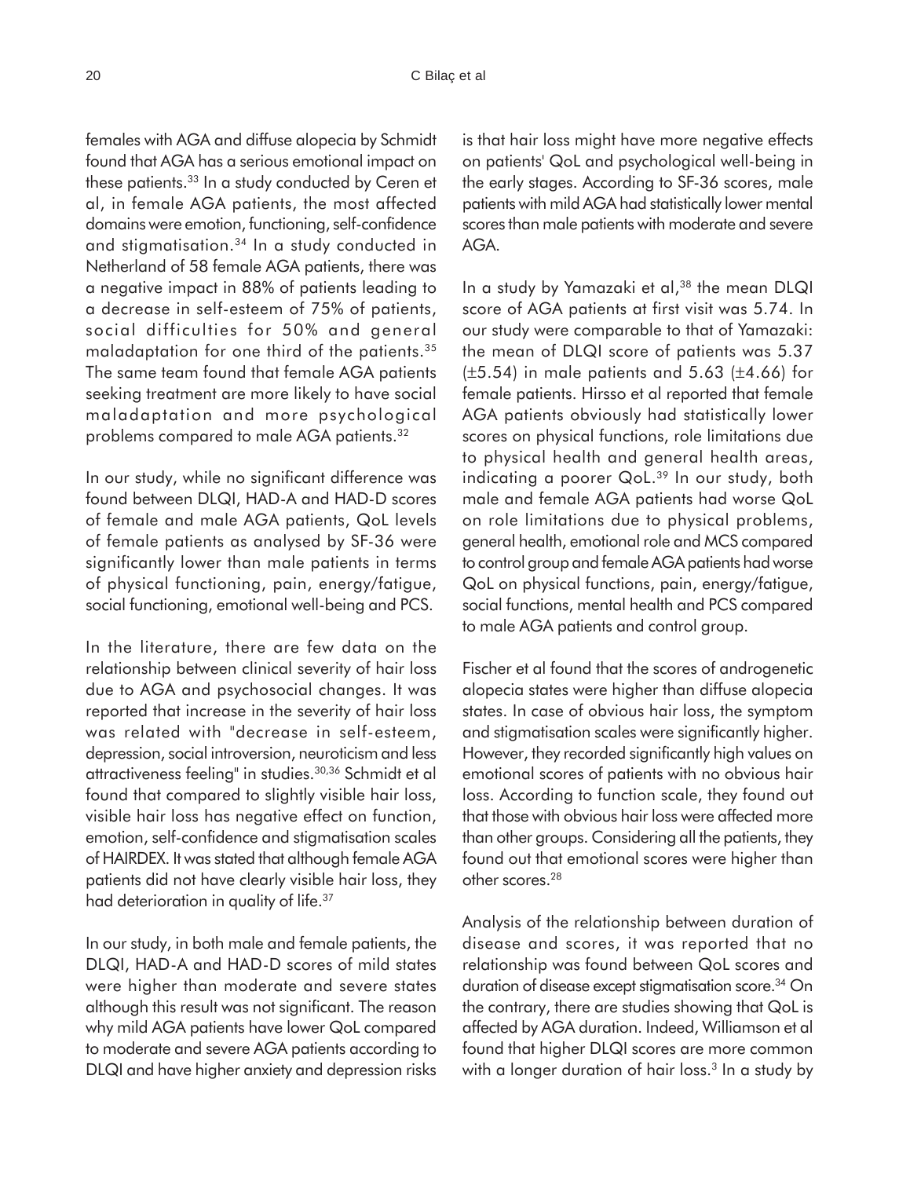females with AGA and diffuse alopecia by Schmidt found that AGA has a serious emotional impact on these patients.[33] In a study conducted by Ceren et al, in female AGA patients, the most affected domains were emotion, functioning, self-confidence and stigmatisation.[34] In a study conducted in Netherland of 58 female AGA patients, there was a negative impact in 88% of patients leading to a decrease in self-esteem of 75% of patients, social difficulties for 50% and general maladaptation for one third of the patients.[35] The same team found that female AGA patients seeking treatment are more likely to have social maladaptation and more psychological problems compared to male AGA patients.[32]

In our study, while no significant difference was found between DLQI, HAD-A and HAD-D scores of female and male AGA patients, QoL levels of female patients as analysed by SF-36 were significantly lower than male patients in terms of physical functioning, pain, energy/fatigue, social functioning, emotional well-being and PCS.

In the literature, there are few data on the relationship between clinical severity of hair loss due to AGA and psychosocial changes. It was reported that increase in the severity of hair loss was related with "decrease in self-esteem, depression, social introversion, neuroticism and less attractiveness feeling" in studies.[30,36] Schmidt et al found that compared to slightly visible hair loss, visible hair loss has negative effect on function, emotion, self-confidence and stigmatisation scales of HAIRDEX. It was stated that although female AGA patients did not have clearly visible hair loss, they had deterioration in quality of life.[37]

In our study, in both male and female patients, the DLQI, HAD-A and HAD-D scores of mild states were higher than moderate and severe states although this result was not significant. The reason why mild AGA patients have lower QoL compared to moderate and severe AGA patients according to DLQI and have higher anxiety and depression risks is that hair loss might have more negative effects on patients' QoL and psychological well-being in the early stages. According to SF-36 scores, male patients with mild AGA had statistically lower mental scores than male patients with moderate and severe AGA.

In a study by Yamazaki et al,[38] the mean DLQI score of AGA patients at first visit was 5.74. In our study were comparable to that of Yamazaki: the mean of DLQI score of patients was 5.37 ($\pm$5.54) in male patients and 5.63 ($\pm$4.66) for female patients. Hirsso et al reported that female AGA patients obviously had statistically lower scores on physical functions, role limitations due to physical health and general health areas, indicating a poorer QoL.[39] In our study, both male and female AGA patients had worse QoL on role limitations due to physical problems, general health, emotional role and MCS compared to control group and female AGA patients had worse QoL on physical functions, pain, energy/fatigue, social functions, mental health and PCS compared to male AGA patients and control group.

Fischer et al found that the scores of androgenetic alopecia states were higher than diffuse alopecia states. In case of obvious hair loss, the symptom and stigmatisation scales were significantly higher. However, they recorded significantly high values on emotional scores of patients with no obvious hair loss. According to function scale, they found out that those with obvious hair loss were affected more than other groups. Considering all the patients, they found out that emotional scores were higher than other scores.[28]

Analysis of the relationship between duration of disease and scores, it was reported that no relationship was found between QoL scores and duration of disease except stigmatisation score.[34] On the contrary, there are studies showing that QoL is affected by AGA duration. Indeed, Williamson et al found that higher DLQI scores are more common with a longer duration of hair loss.[3] In a study by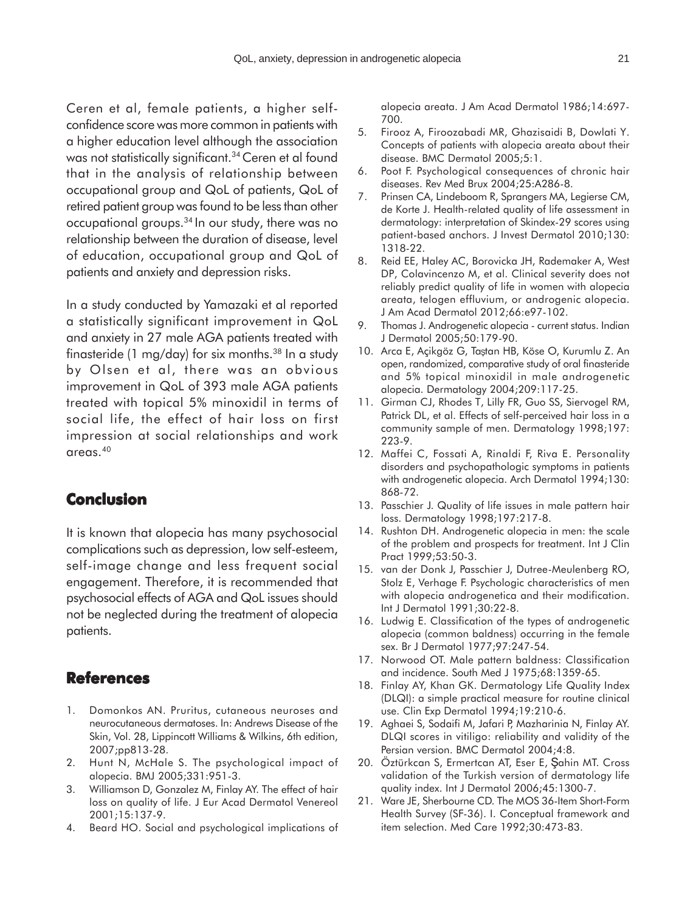Ceren et al, female patients, a higher self-confidence score was more common in patients with a higher education level although the association was not statistically significant.[34] Ceren et al found that in the analysis of relationship between occupational group and QoL of patients, QoL of retired patient group was found to be less than other occupational groups.[34] In our study, there was no relationship between the duration of disease, level of education, occupational group and QoL of patients and anxiety and depression risks.

In a study conducted by Yamazaki et al reported a statistically significant improvement in QoL and anxiety in 27 male AGA patients treated with finasteride (1 mg/day) for six months.[38] In a study by Olsen et al, there was an obvious improvement in QoL of 393 male AGA patients treated with topical 5% minoxidil in terms of social life, the effect of hair loss on first impression at social relationships and work areas.[40]

## Conclusion

It is known that alopecia has many psychosocial complications such as depression, low self-esteem, self-image change and less frequent social engagement. Therefore, it is recommended that psychosocial effects of AGA and QoL issues should not be neglected during the treatment of alopecia patients.

## References

1. Domonkos AN. Pruritus, cutaneous neuroses and neurocutaneous dermatoses. In: Andrews Disease of the Skin, Vol. 28, Lippincott Williams & Wilkins, 6th edition, 2007;pp813-28.
2. Hunt N, McHale S. The psychological impact of alopecia. BMJ 2005;331:951-3.
3. Williamson D, Gonzalez M, Finlay AY. The effect of hair loss on quality of life. J Eur Acad Dermatol Venereol 2001;15:137-9.
4. Beard HO. Social and psychological implications of alopecia areata. J Am Acad Dermatol 1986;14:697-700.
5. Firooz A, Firoozabadi MR, Ghazisaidi B, Dowlati Y. Concepts of patients with alopecia areata about their disease. BMC Dermatol 2005;5:1.
6. Poot F. Psychological consequences of chronic hair diseases. Rev Med Brux 2004;25:A286-8.
7. Prinsen CA, Lindeboom R, Sprangers MA, Legierse CM, de Korte J. Health-related quality of life assessment in dermatology: interpretation of Skindex-29 scores using patient-based anchors. J Invest Dermatol 2010;130: 1318-22.
8. Reid EE, Haley AC, Borovicka JH, Rademaker A, West DP, Colavincenzo M, et al. Clinical severity does not reliably predict quality of life in women with alopecia areata, telogen effluvium, or androgenic alopecia. J Am Acad Dermatol 2012;66:e97-102.
9. Thomas J. Androgenetic alopecia - current status. Indian J Dermatol 2005;50:179-90.
10. Arca E, Açikgöz G, Taştan HB, Köse O, Kurumlu Z. An open, randomized, comparative study of oral finasteride and 5% topical minoxidil in male androgenetic alopecia. Dermatology 2004;209:117-25.
11. Girman CJ, Rhodes T, Lilly FR, Guo SS, Siervogel RM, Patrick DL, et al. Effects of self-perceived hair loss in a community sample of men. Dermatology 1998;197: 223-9.
12. Maffei C, Fossati A, Rinaldi F, Riva E. Personality disorders and psychopathologic symptoms in patients with androgenetic alopecia. Arch Dermatol 1994;130: 868-72.
13. Passchier J. Quality of life issues in male pattern hair loss. Dermatology 1998;197:217-8.
14. Rushton DH. Androgenetic alopecia in men: the scale of the problem and prospects for treatment. Int J Clin Pract 1999;53:50-3.
15. van der Donk J, Passchier J, Dutree-Meulenberg RO, Stolz E, Verhage F. Psychologic characteristics of men with alopecia androgenetica and their modification. Int J Dermatol 1991;30:22-8.
16. Ludwig E. Classification of the types of androgenetic alopecia (common baldness) occurring in the female sex. Br J Dermatol 1977;97:247-54.
17. Norwood OT. Male pattern baldness: Classification and incidence. South Med J 1975;68:1359-65.
18. Finlay AY, Khan GK. Dermatology Life Quality Index (DLQI): a simple practical measure for routine clinical use. Clin Exp Dermatol 1994;19:210-6.
19. Aghaei S, Sodaifi M, Jafari P, Mazharinia N, Finlay AY. DLQI scores in vitiligo: reliability and validity of the Persian version. BMC Dermatol 2004;4:8.
20. Öztürkcan S, Ermertcan AT, Eser E, Şahin MT. Cross validation of the Turkish version of dermatology life quality index. Int J Dermatol 2006;45:1300-7.
21. Ware JE, Sherbourne CD. The MOS 36-Item Short-Form Health Survey (SF-36). I. Conceptual framework and item selection. Med Care 1992;30:473-83.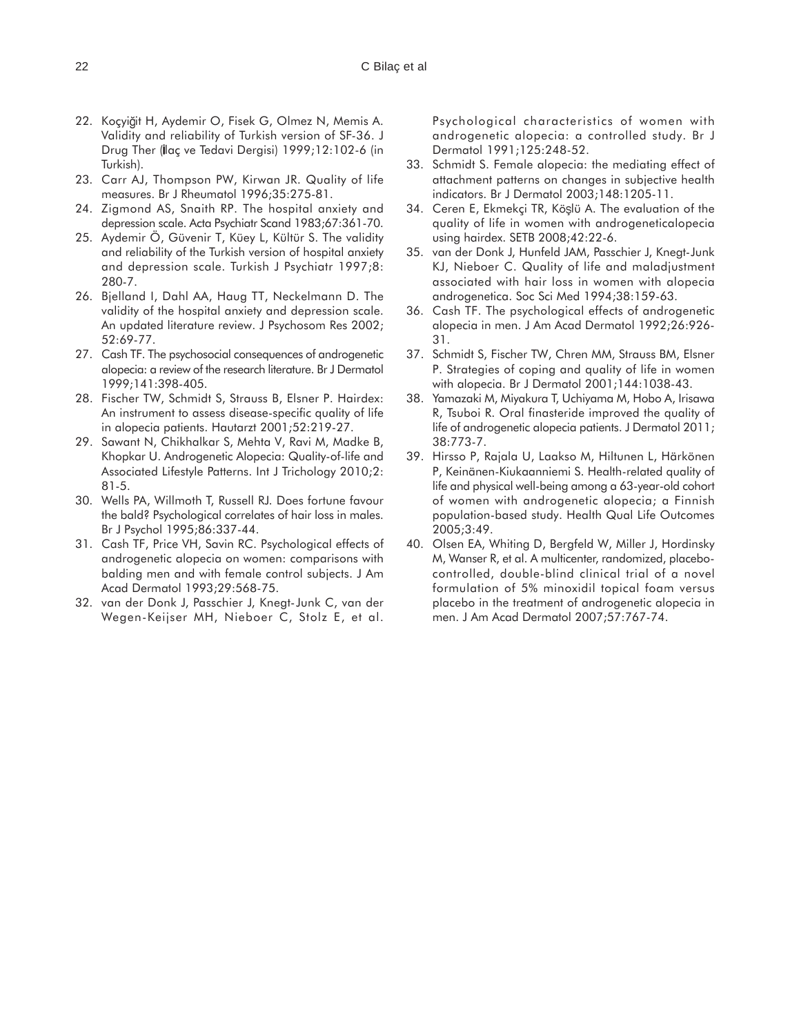22. Koçyiğit H, Aydemir O, Fisek G, Olmez N, Memis A. Validity and reliability of Turkish version of SF-36. J Drug Ther (İlaç ve Tedavi Dergisi) 1999;12:102-6 (in Turkish).
23. Carr AJ, Thompson PW, Kirwan JR. Quality of life measures. Br J Rheumatol 1996;35:275-81.
24. Zigmond AS, Snaith RP. The hospital anxiety and depression scale. Acta Psychiatr Scand 1983;67:361-70.
25. Aydemir Ö, Güvenir T, Küey L, Kültür S. The validity and reliability of the Turkish version of hospital anxiety and depression scale. Turkish J Psychiatr 1997;8: 280-7.
26. Bjelland I, Dahl AA, Haug TT, Neckelmann D. The validity of the hospital anxiety and depression scale. An updated literature review. J Psychosom Res 2002; 52:69-77.
27. Cash TF. The psychosocial consequences of androgenetic alopecia: a review of the research literature. Br J Dermatol 1999;141:398-405.
28. Fischer TW, Schmidt S, Strauss B, Elsner P. Hairdex: An instrument to assess disease-specific quality of life in alopecia patients. Hautarzt 2001;52:219-27.
29. Sawant N, Chikhalkar S, Mehta V, Ravi M, Madke B, Khopkar U. Androgenetic Alopecia: Quality-of-life and Associated Lifestyle Patterns. Int J Trichology 2010;2: 81-5.
30. Wells PA, Willmoth T, Russell RJ. Does fortune favour the bald? Psychological correlates of hair loss in males. Br J Psychol 1995;86:337-44.
31. Cash TF, Price VH, Savin RC. Psychological effects of androgenetic alopecia on women: comparisons with balding men and with female control subjects. J Am Acad Dermatol 1993;29:568-75.
32. van der Donk J, Passchier J, Knegt-Junk C, van der Wegen-Keijser MH, Nieboer C, Stolz E, et al. Psychological characteristics of women with androgenetic alopecia: a controlled study. Br J Dermatol 1991;125:248-52.
33. Schmidt S. Female alopecia: the mediating effect of attachment patterns on changes in subjective health indicators. Br J Dermatol 2003;148:1205-11.
34. Ceren E, Ekmekçi TR, Köşlü A. The evaluation of the quality of life in women with androgeneticalopecia using hairdex. SETB 2008;42:22-6.
35. van der Donk J, Hunfeld JAM, Passchier J, Knegt-Junk KJ, Nieboer C. Quality of life and maladjustment associated with hair loss in women with alopecia androgenetica. Soc Sci Med 1994;38:159-63.
36. Cash TF. The psychological effects of androgenetic alopecia in men. J Am Acad Dermatol 1992;26:926-31.
37. Schmidt S, Fischer TW, Chren MM, Strauss BM, Elsner P. Strategies of coping and quality of life in women with alopecia. Br J Dermatol 2001;144:1038-43.
38. Yamazaki M, Miyakura T, Uchiyama M, Hobo A, Irisawa R, Tsuboi R. Oral finasteride improved the quality of life of androgenetic alopecia patients. J Dermatol 2011; 38:773-7.
39. Hirsso P, Rajala U, Laakso M, Hiltunen L, Härkönen P, Keinänen-Kiukaanniemi S. Health-related quality of life and physical well-being among a 63-year-old cohort of women with androgenetic alopecia; a Finnish population-based study. Health Qual Life Outcomes 2005;3:49.
40. Olsen EA, Whiting D, Bergfeld W, Miller J, Hordinsky M, Wanser R, et al. A multicenter, randomized, placebo-controlled, double-blind clinical trial of a novel formulation of 5% minoxidil topical foam versus placebo in the treatment of androgenetic alopecia in men. J Am Acad Dermatol 2007;57:767-74.